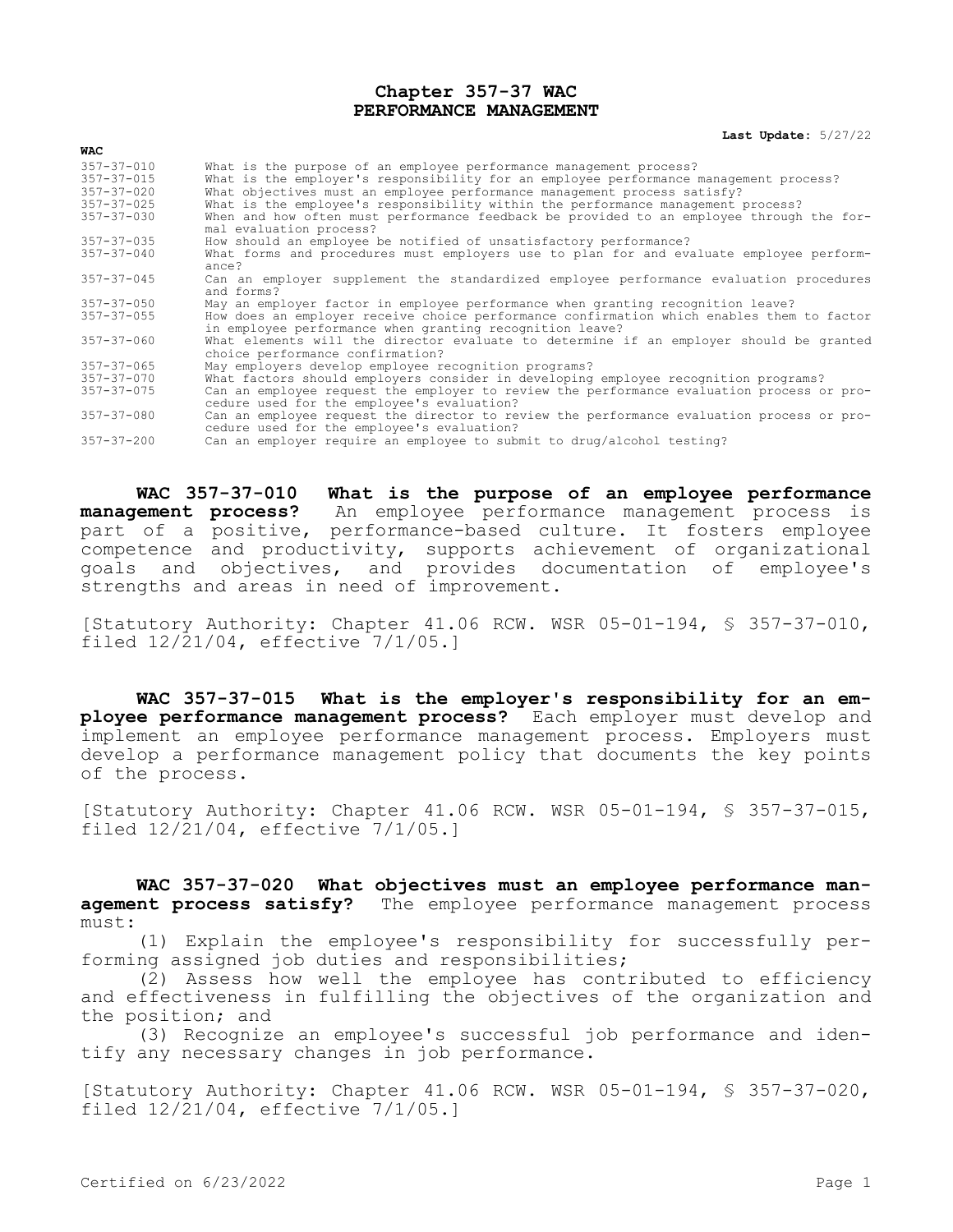# Chapter 357-37 WAC
# PERFORMANCE MANAGEMENT

**Last Update:** 5/27/22

| WAC | |
|---|---|
| 357-37-010 | What is the purpose of an employee performance management process? |
| 357-37-015 | What is the employer's responsibility for an employee performance management process? |
| 357-37-020 | What objectives must an employee performance management process satisfy? |
| 357-37-025 | What is the employee's responsibility within the performance management process? |
| 357-37-030 | When and how often must performance feedback be provided to an employee through the formal evaluation process? |
| 357-37-035 | How should an employee be notified of unsatisfactory performance? |
| 357-37-040 | What forms and procedures must employers use to plan for and evaluate employee performance? |
| 357-37-045 | Can an employer supplement the standardized employee performance evaluation procedures and forms? |
| 357-37-050 | May an employer factor in employee performance when granting recognition leave? |
| 357-37-055 | How does an employer receive choice performance confirmation which enables them to factor in employee performance when granting recognition leave? |
| 357-37-060 | What elements will the director evaluate to determine if an employer should be granted choice performance confirmation? |
| 357-37-065 | May employers develop employee recognition programs? |
| 357-37-070 | What factors should employers consider in developing employee recognition programs? |
| 357-37-075 | Can an employee request the employer to review the performance evaluation process or procedure used for the employee's evaluation? |
| 357-37-080 | Can an employee request the director to review the performance evaluation process or procedure used for the employee's evaluation? |
| 357-37-200 | Can an employer require an employee to submit to drug/alcohol testing? |

**WAC 357-37-010 What is the purpose of an employee performance management process?** An employee performance management process is part of a positive, performance-based culture. It fosters employee competence and productivity, supports achievement of organizational goals and objectives, and provides documentation of employee's strengths and areas in need of improvement.

[Statutory Authority: Chapter 41.06 RCW. WSR 05-01-194, § 357-37-010, filed 12/21/04, effective 7/1/05.]

**WAC 357-37-015 What is the employer's responsibility for an employee performance management process?** Each employer must develop and implement an employee performance management process. Employers must develop a performance management policy that documents the key points of the process.

[Statutory Authority: Chapter 41.06 RCW. WSR 05-01-194, § 357-37-015, filed 12/21/04, effective 7/1/05.]

**WAC 357-37-020 What objectives must an employee performance management process satisfy?** The employee performance management process must:

(1) Explain the employee's responsibility for successfully performing assigned job duties and responsibilities;

(2) Assess how well the employee has contributed to efficiency and effectiveness in fulfilling the objectives of the organization and the position; and

(3) Recognize an employee's successful job performance and identify any necessary changes in job performance.

[Statutory Authority: Chapter 41.06 RCW. WSR 05-01-194, § 357-37-020, filed 12/21/04, effective 7/1/05.]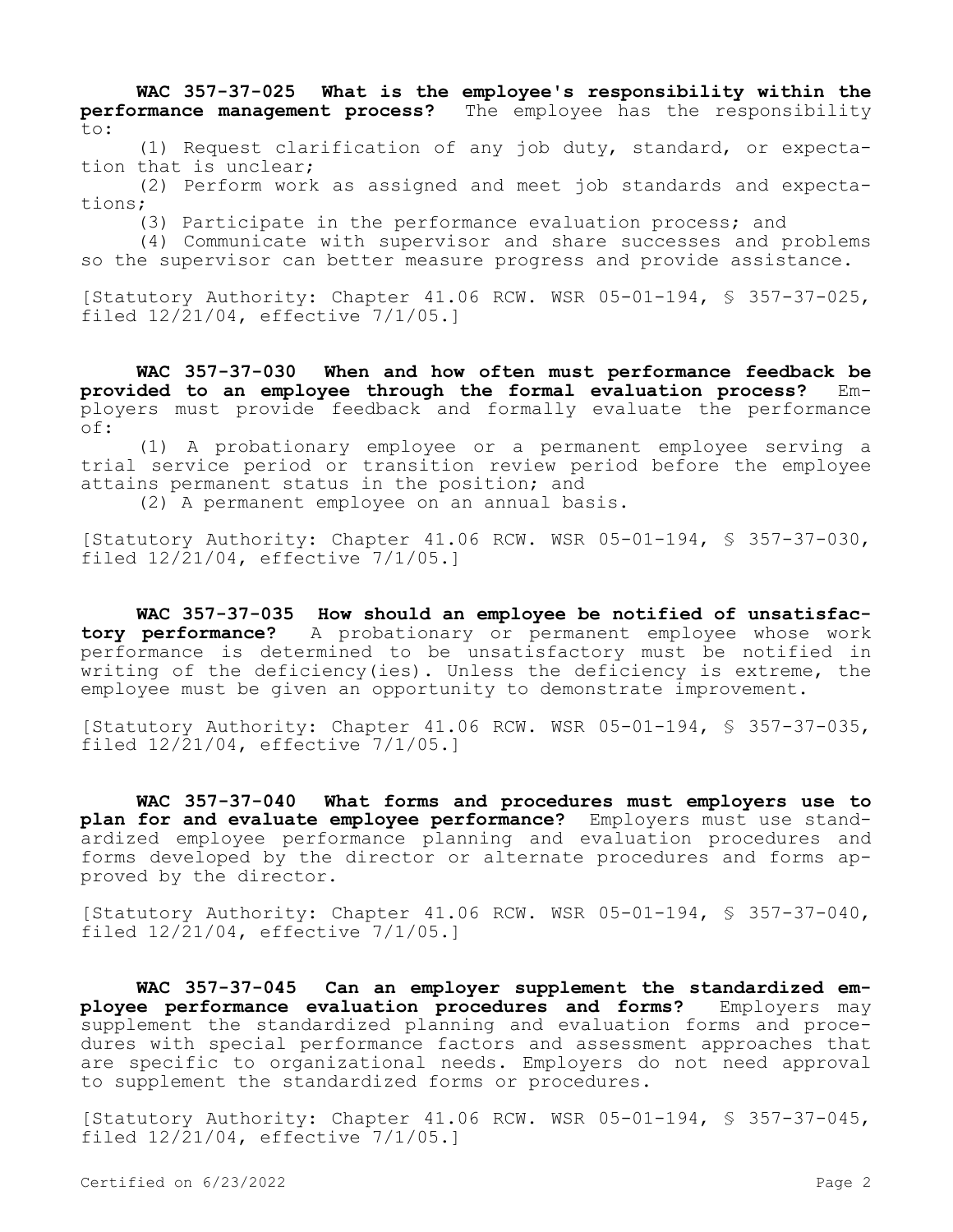**WAC 357-37-025 What is the employee's responsibility within the performance management process?** The employee has the responsibility to:

(1) Request clarification of any job duty, standard, or expectation that is unclear;

(2) Perform work as assigned and meet job standards and expectations;

(3) Participate in the performance evaluation process; and

(4) Communicate with supervisor and share successes and problems so the supervisor can better measure progress and provide assistance.

[Statutory Authority: Chapter 41.06 RCW. WSR 05-01-194, § 357-37-025, filed 12/21/04, effective 7/1/05.]

**WAC 357-37-030 When and how often must performance feedback be provided to an employee through the formal evaluation process?** Employers must provide feedback and formally evaluate the performance of:

(1) A probationary employee or a permanent employee serving a trial service period or transition review period before the employee attains permanent status in the position; and

(2) A permanent employee on an annual basis.

[Statutory Authority: Chapter 41.06 RCW. WSR 05-01-194, § 357-37-030, filed 12/21/04, effective 7/1/05.]

**WAC 357-37-035 How should an employee be notified of unsatisfactory performance?** A probationary or permanent employee whose work performance is determined to be unsatisfactory must be notified in writing of the deficiency(ies). Unless the deficiency is extreme, the employee must be given an opportunity to demonstrate improvement.

[Statutory Authority: Chapter 41.06 RCW. WSR 05-01-194, § 357-37-035, filed 12/21/04, effective 7/1/05.]

**WAC 357-37-040 What forms and procedures must employers use to plan for and evaluate employee performance?** Employers must use standardized employee performance planning and evaluation procedures and forms developed by the director or alternate procedures and forms approved by the director.

[Statutory Authority: Chapter 41.06 RCW. WSR 05-01-194, § 357-37-040, filed 12/21/04, effective 7/1/05.]

**WAC 357-37-045 Can an employer supplement the standardized employee performance evaluation procedures and forms?** Employers may supplement the standardized planning and evaluation forms and procedures with special performance factors and assessment approaches that are specific to organizational needs. Employers do not need approval to supplement the standardized forms or procedures.

[Statutory Authority: Chapter 41.06 RCW. WSR 05-01-194, § 357-37-045, filed 12/21/04, effective 7/1/05.]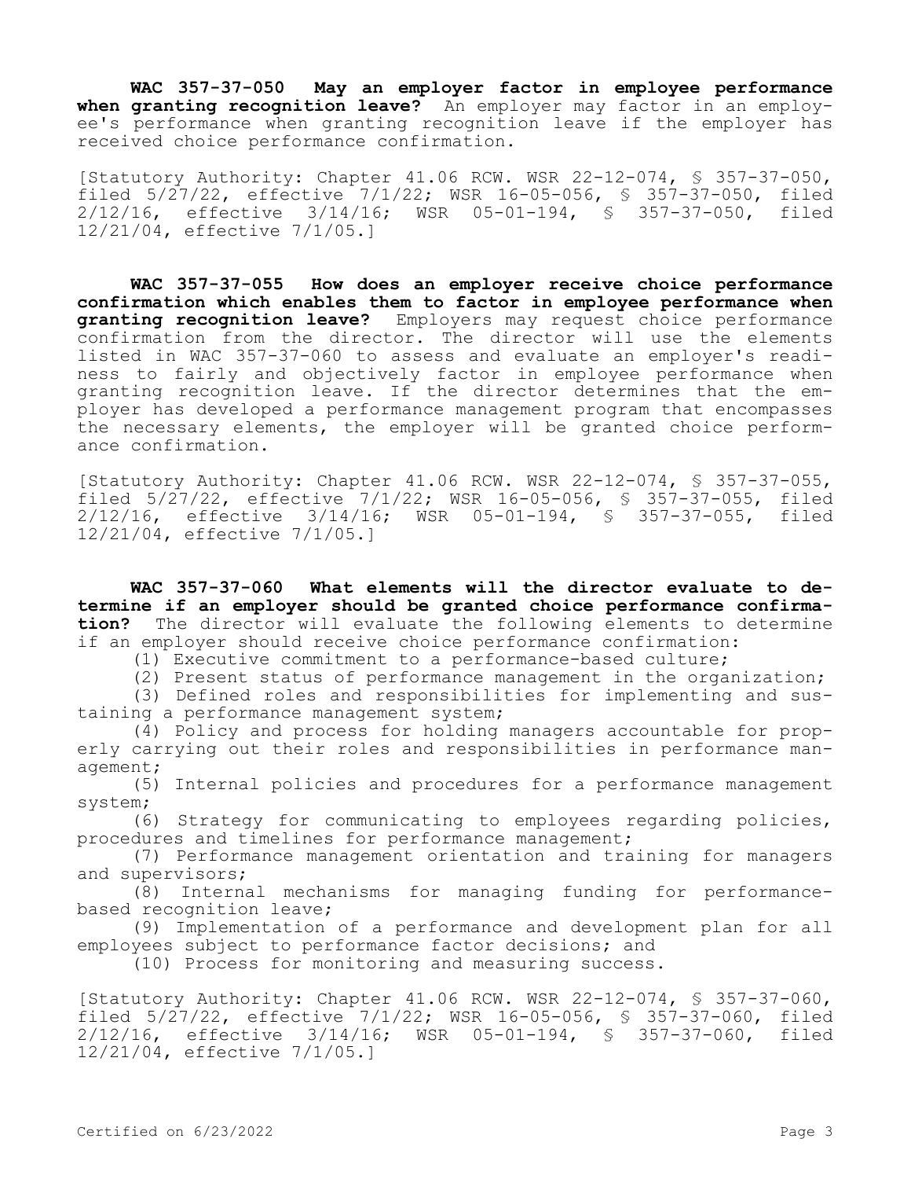**WAC 357-37-050 May an employer factor in employee performance when granting recognition leave?** An employer may factor in an employee's performance when granting recognition leave if the employer has received choice performance confirmation.

[Statutory Authority: Chapter 41.06 RCW. WSR 22-12-074, § 357-37-050, filed 5/27/22, effective 7/1/22; WSR 16-05-056, § 357-37-050, filed 2/12/16, effective 3/14/16; WSR 05-01-194, § 357-37-050, filed 12/21/04, effective 7/1/05.]

**WAC 357-37-055 How does an employer receive choice performance confirmation which enables them to factor in employee performance when granting recognition leave?** Employers may request choice performance confirmation from the director. The director will use the elements listed in WAC 357-37-060 to assess and evaluate an employer's readiness to fairly and objectively factor in employee performance when granting recognition leave. If the director determines that the employer has developed a performance management program that encompasses the necessary elements, the employer will be granted choice performance confirmation.

[Statutory Authority: Chapter 41.06 RCW. WSR 22-12-074, § 357-37-055, filed 5/27/22, effective 7/1/22; WSR 16-05-056, § 357-37-055, filed 2/12/16, effective 3/14/16; WSR 05-01-194, § 357-37-055, filed 12/21/04, effective 7/1/05.]

**WAC 357-37-060 What elements will the director evaluate to determine if an employer should be granted choice performance confirmation?** The director will evaluate the following elements to determine if an employer should receive choice performance confirmation:

(1) Executive commitment to a performance-based culture;

(2) Present status of performance management in the organization;

(3) Defined roles and responsibilities for implementing and sustaining a performance management system;

(4) Policy and process for holding managers accountable for properly carrying out their roles and responsibilities in performance management;

(5) Internal policies and procedures for a performance management system;

(6) Strategy for communicating to employees regarding policies, procedures and timelines for performance management;

(7) Performance management orientation and training for managers and supervisors;

(8) Internal mechanisms for managing funding for performance-based recognition leave;

(9) Implementation of a performance and development plan for all employees subject to performance factor decisions; and

(10) Process for monitoring and measuring success.

[Statutory Authority: Chapter 41.06 RCW. WSR 22-12-074, § 357-37-060, filed 5/27/22, effective 7/1/22; WSR 16-05-056, § 357-37-060, filed 2/12/16, effective 3/14/16; WSR 05-01-194, § 357-37-060, filed 12/21/04, effective 7/1/05.]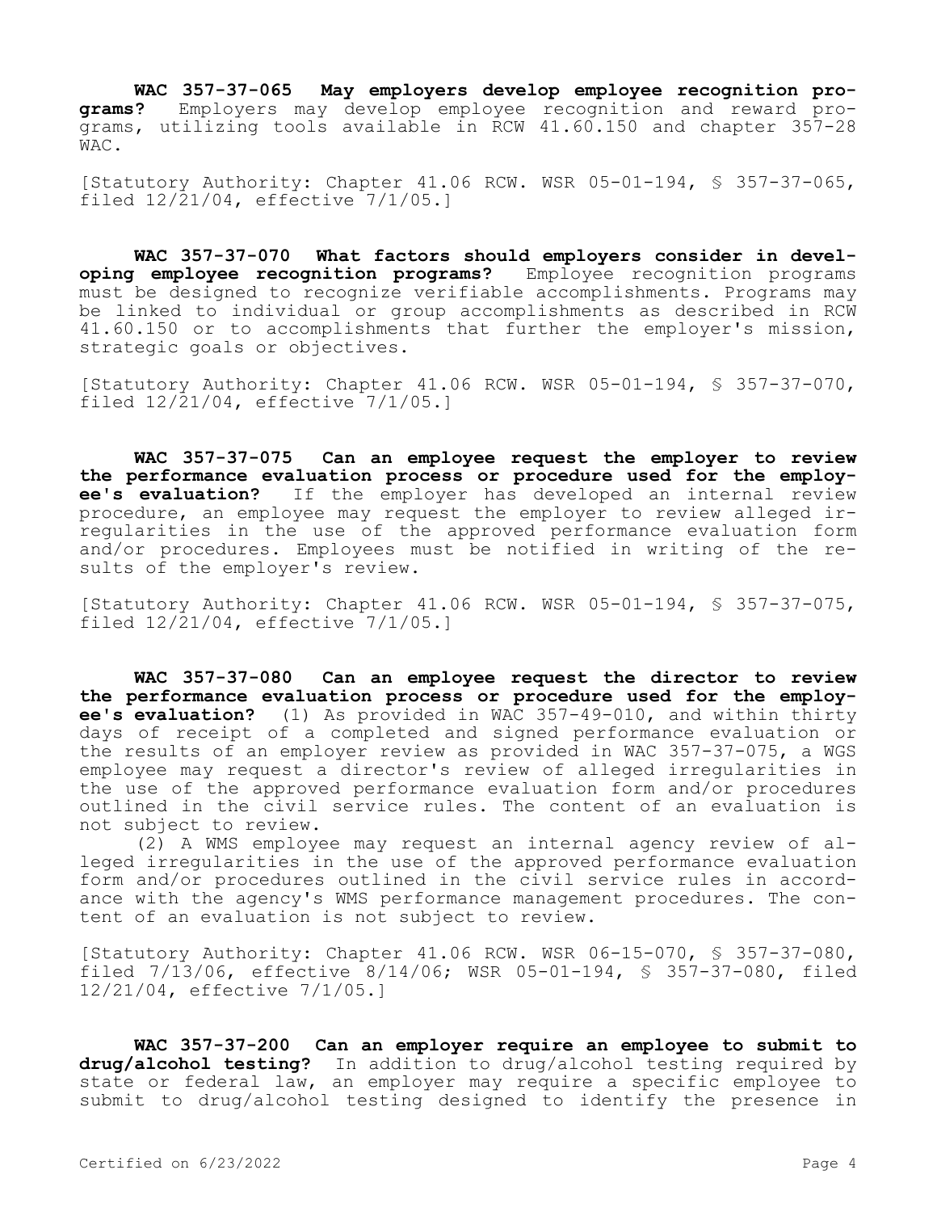**WAC 357-37-065 May employers develop employee recognition programs?** Employers may develop employee recognition and reward programs, utilizing tools available in RCW 41.60.150 and chapter 357-28 WAC.

[Statutory Authority: Chapter 41.06 RCW. WSR 05-01-194, § 357-37-065, filed 12/21/04, effective 7/1/05.]

**WAC 357-37-070 What factors should employers consider in developing employee recognition programs?** Employee recognition programs must be designed to recognize verifiable accomplishments. Programs may be linked to individual or group accomplishments as described in RCW 41.60.150 or to accomplishments that further the employer's mission, strategic goals or objectives.

[Statutory Authority: Chapter 41.06 RCW. WSR 05-01-194, § 357-37-070, filed 12/21/04, effective 7/1/05.]

**WAC 357-37-075 Can an employee request the employer to review the performance evaluation process or procedure used for the employee's evaluation?** If the employer has developed an internal review procedure, an employee may request the employer to review alleged irregularities in the use of the approved performance evaluation form and/or procedures. Employees must be notified in writing of the results of the employer's review.

[Statutory Authority: Chapter 41.06 RCW. WSR 05-01-194, § 357-37-075, filed 12/21/04, effective 7/1/05.]

**WAC 357-37-080 Can an employee request the director to review the performance evaluation process or procedure used for the employee's evaluation?** (1) As provided in WAC 357-49-010, and within thirty days of receipt of a completed and signed performance evaluation or the results of an employer review as provided in WAC 357-37-075, a WGS employee may request a director's review of alleged irregularities in the use of the approved performance evaluation form and/or procedures outlined in the civil service rules. The content of an evaluation is not subject to review.

(2) A WMS employee may request an internal agency review of alleged irregularities in the use of the approved performance evaluation form and/or procedures outlined in the civil service rules in accordance with the agency's WMS performance management procedures. The content of an evaluation is not subject to review.

[Statutory Authority: Chapter 41.06 RCW. WSR 06-15-070, § 357-37-080, filed 7/13/06, effective 8/14/06; WSR 05-01-194, § 357-37-080, filed 12/21/04, effective 7/1/05.]

**WAC 357-37-200 Can an employer require an employee to submit to drug/alcohol testing?** In addition to drug/alcohol testing required by state or federal law, an employer may require a specific employee to submit to drug/alcohol testing designed to identify the presence in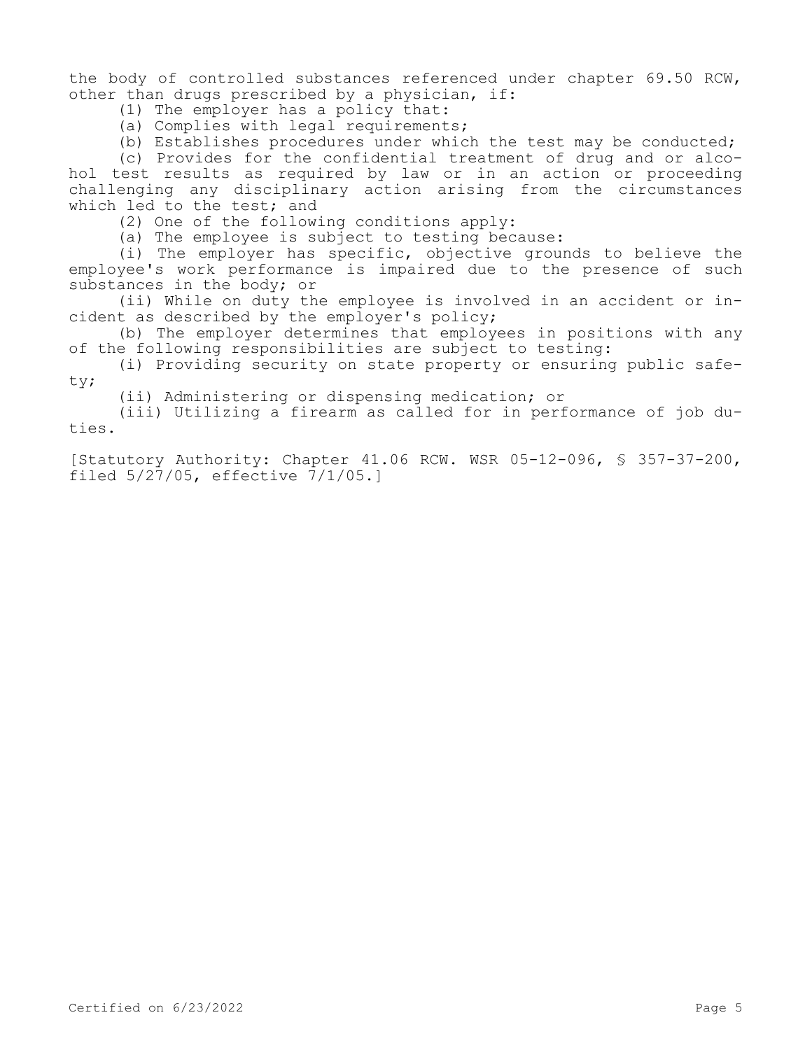the body of controlled substances referenced under chapter 69.50 RCW, other than drugs prescribed by a physician, if:

(1) The employer has a policy that:

(a) Complies with legal requirements;

(b) Establishes procedures under which the test may be conducted;

(c) Provides for the confidential treatment of drug and or alcohol test results as required by law or in an action or proceeding challenging any disciplinary action arising from the circumstances which led to the test; and

(2) One of the following conditions apply:

(a) The employee is subject to testing because:

(i) The employer has specific, objective grounds to believe the employee's work performance is impaired due to the presence of such substances in the body; or

(ii) While on duty the employee is involved in an accident or incident as described by the employer's policy;

(b) The employer determines that employees in positions with any of the following responsibilities are subject to testing:

(i) Providing security on state property or ensuring public safety;

(ii) Administering or dispensing medication; or

(iii) Utilizing a firearm as called for in performance of job duties.

[Statutory Authority: Chapter 41.06 RCW. WSR 05-12-096, § 357-37-200, filed 5/27/05, effective 7/1/05.]